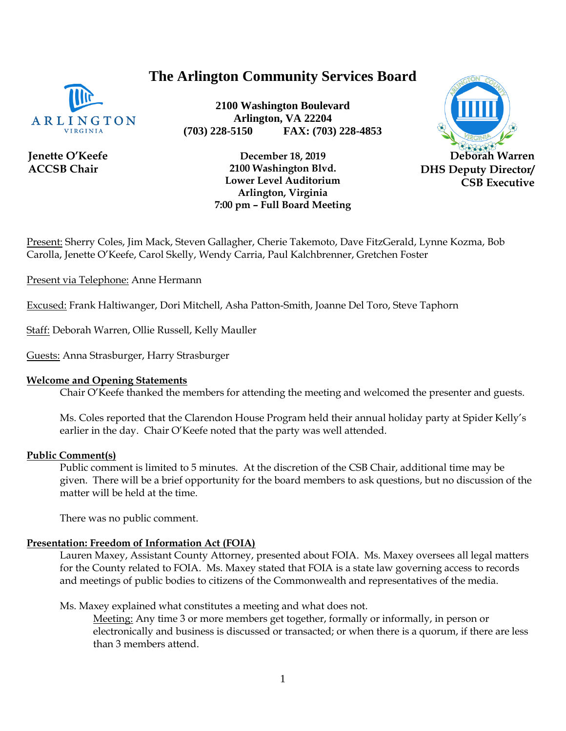# The Arlington Community Services Board

**2100 Washington Boulevard**
**Arlington, VA 22204**
**(703) 228-5150 FAX: (703) 228-4853**

**Jenette O'Keefe**
**ACCSB Chair**

**December 18, 2019**
**2100 Washington Blvd.**
**Lower Level Auditorium**
**Arlington, Virginia**
**7:00 pm – Full Board Meeting**

**Deborah Warren**
**DHS Deputy Director/**
**CSB Executive**

Present: Sherry Coles, Jim Mack, Steven Gallagher, Cherie Takemoto, Dave FitzGerald, Lynne Kozma, Bob Carolla, Jenette O'Keefe, Carol Skelly, Wendy Carria, Paul Kalchbrenner, Gretchen Foster

Present via Telephone: Anne Hermann

Excused: Frank Haltiwanger, Dori Mitchell, Asha Patton-Smith, Joanne Del Toro, Steve Taphorn

Staff: Deborah Warren, Ollie Russell, Kelly Mauller

Guests: Anna Strasburger, Harry Strasburger

## Welcome and Opening Statements

Chair O'Keefe thanked the members for attending the meeting and welcomed the presenter and guests.

Ms. Coles reported that the Clarendon House Program held their annual holiday party at Spider Kelly's earlier in the day. Chair O'Keefe noted that the party was well attended.

## Public Comment(s)

Public comment is limited to 5 minutes. At the discretion of the CSB Chair, additional time may be given. There will be a brief opportunity for the board members to ask questions, but no discussion of the matter will be held at the time.

There was no public comment.

## Presentation: Freedom of Information Act (FOIA)

Lauren Maxey, Assistant County Attorney, presented about FOIA. Ms. Maxey oversees all legal matters for the County related to FOIA. Ms. Maxey stated that FOIA is a state law governing access to records and meetings of public bodies to citizens of the Commonwealth and representatives of the media.

Ms. Maxey explained what constitutes a meeting and what does not.

Meeting: Any time 3 or more members get together, formally or informally, in person or electronically and business is discussed or transacted; or when there is a quorum, if there are less than 3 members attend.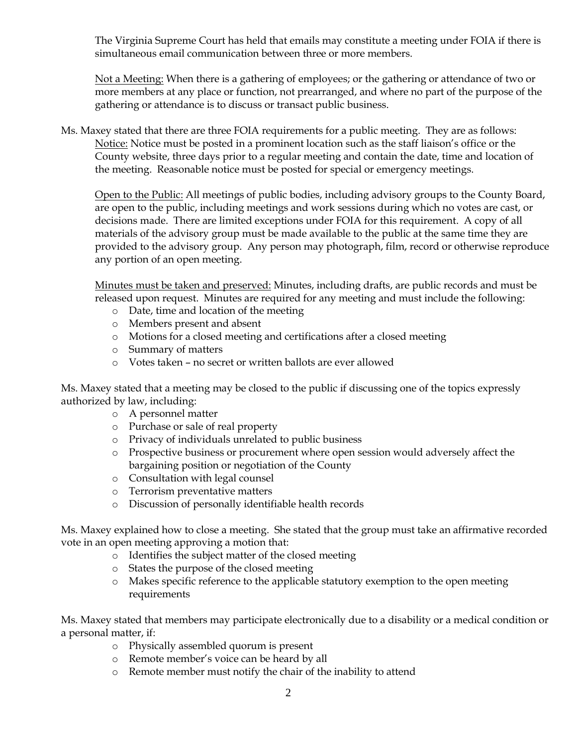The Virginia Supreme Court has held that emails may constitute a meeting under FOIA if there is simultaneous email communication between three or more members.

Not a Meeting: When there is a gathering of employees; or the gathering or attendance of two or more members at any place or function, not prearranged, and where no part of the purpose of the gathering or attendance is to discuss or transact public business.

Ms. Maxey stated that there are three FOIA requirements for a public meeting. They are as follows:

Notice: Notice must be posted in a prominent location such as the staff liaison's office or the County website, three days prior to a regular meeting and contain the date, time and location of the meeting. Reasonable notice must be posted for special or emergency meetings.

Open to the Public: All meetings of public bodies, including advisory groups to the County Board, are open to the public, including meetings and work sessions during which no votes are cast, or decisions made. There are limited exceptions under FOIA for this requirement. A copy of all materials of the advisory group must be made available to the public at the same time they are provided to the advisory group. Any person may photograph, film, record or otherwise reproduce any portion of an open meeting.

Minutes must be taken and preserved: Minutes, including drafts, are public records and must be released upon request. Minutes are required for any meeting and must include the following:

- Date, time and location of the meeting
- Members present and absent
- Motions for a closed meeting and certifications after a closed meeting
- Summary of matters
- Votes taken – no secret or written ballots are ever allowed

Ms. Maxey stated that a meeting may be closed to the public if discussing one of the topics expressly authorized by law, including:

- A personnel matter
- Purchase or sale of real property
- Privacy of individuals unrelated to public business
- Prospective business or procurement where open session would adversely affect the bargaining position or negotiation of the County
- Consultation with legal counsel
- Terrorism preventative matters
- Discussion of personally identifiable health records

Ms. Maxey explained how to close a meeting. She stated that the group must take an affirmative recorded vote in an open meeting approving a motion that:

- Identifies the subject matter of the closed meeting
- States the purpose of the closed meeting
- Makes specific reference to the applicable statutory exemption to the open meeting requirements

Ms. Maxey stated that members may participate electronically due to a disability or a medical condition or a personal matter, if:

- Physically assembled quorum is present
- Remote member's voice can be heard by all
- Remote member must notify the chair of the inability to attend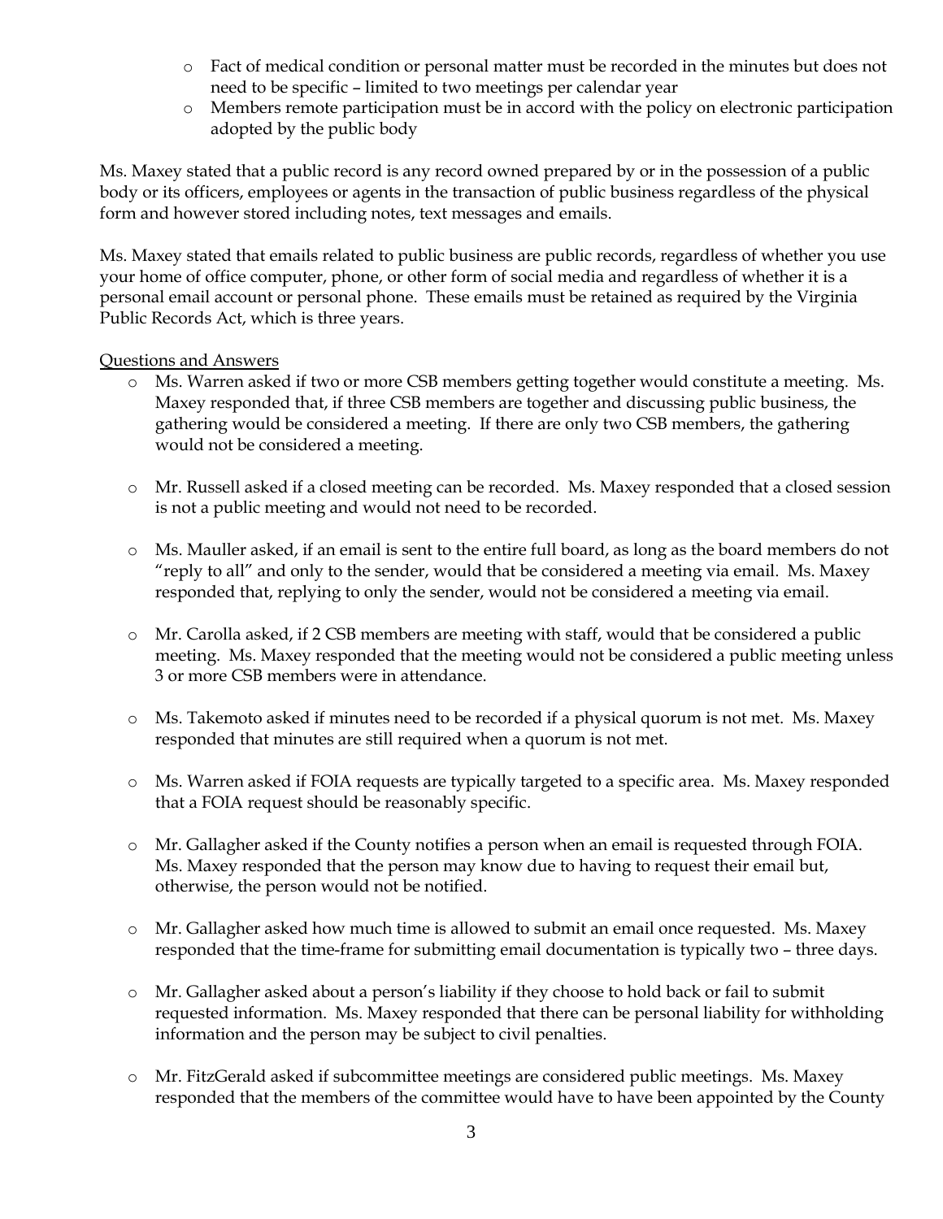- Fact of medical condition or personal matter must be recorded in the minutes but does not need to be specific – limited to two meetings per calendar year
- Members remote participation must be in accord with the policy on electronic participation adopted by the public body

Ms. Maxey stated that a public record is any record owned prepared by or in the possession of a public body or its officers, employees or agents in the transaction of public business regardless of the physical form and however stored including notes, text messages and emails.

Ms. Maxey stated that emails related to public business are public records, regardless of whether you use your home of office computer, phone, or other form of social media and regardless of whether it is a personal email account or personal phone. These emails must be retained as required by the Virginia Public Records Act, which is three years.

Questions and Answers

- Ms. Warren asked if two or more CSB members getting together would constitute a meeting. Ms. Maxey responded that, if three CSB members are together and discussing public business, the gathering would be considered a meeting. If there are only two CSB members, the gathering would not be considered a meeting.

- Mr. Russell asked if a closed meeting can be recorded. Ms. Maxey responded that a closed session is not a public meeting and would not need to be recorded.

- Ms. Mauller asked, if an email is sent to the entire full board, as long as the board members do not "reply to all" and only to the sender, would that be considered a meeting via email. Ms. Maxey responded that, replying to only the sender, would not be considered a meeting via email.

- Mr. Carolla asked, if 2 CSB members are meeting with staff, would that be considered a public meeting. Ms. Maxey responded that the meeting would not be considered a public meeting unless 3 or more CSB members were in attendance.

- Ms. Takemoto asked if minutes need to be recorded if a physical quorum is not met. Ms. Maxey responded that minutes are still required when a quorum is not met.

- Ms. Warren asked if FOIA requests are typically targeted to a specific area. Ms. Maxey responded that a FOIA request should be reasonably specific.

- Mr. Gallagher asked if the County notifies a person when an email is requested through FOIA. Ms. Maxey responded that the person may know due to having to request their email but, otherwise, the person would not be notified.

- Mr. Gallagher asked how much time is allowed to submit an email once requested. Ms. Maxey responded that the time-frame for submitting email documentation is typically two – three days.

- Mr. Gallagher asked about a person's liability if they choose to hold back or fail to submit requested information. Ms. Maxey responded that there can be personal liability for withholding information and the person may be subject to civil penalties.

- Mr. FitzGerald asked if subcommittee meetings are considered public meetings. Ms. Maxey responded that the members of the committee would have to have been appointed by the County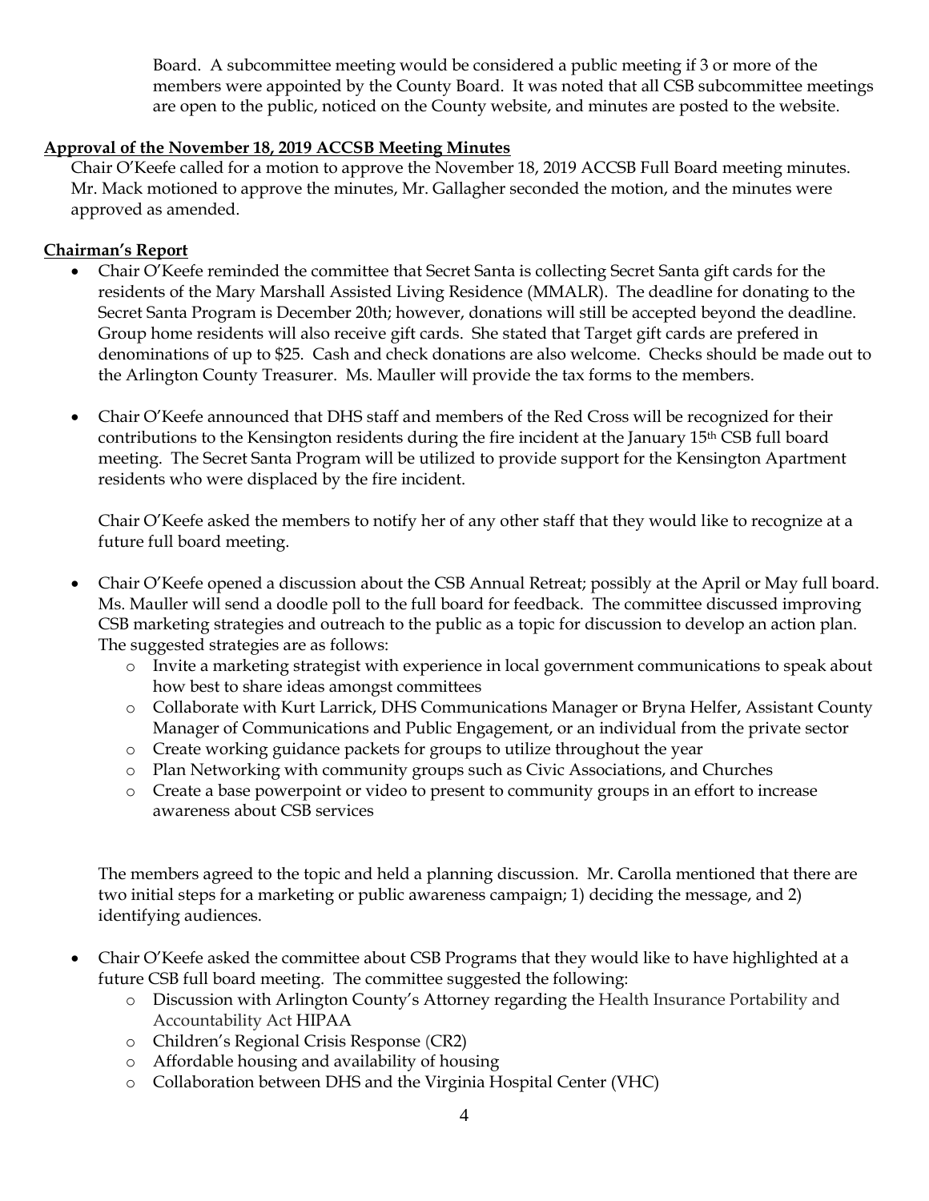Board. A subcommittee meeting would be considered a public meeting if 3 or more of the members were appointed by the County Board. It was noted that all CSB subcommittee meetings are open to the public, noticed on the County website, and minutes are posted to the website.

**Approval of the November 18, 2019 ACCSB Meeting Minutes**

Chair O'Keefe called for a motion to approve the November 18, 2019 ACCSB Full Board meeting minutes. Mr. Mack motioned to approve the minutes, Mr. Gallagher seconded the motion, and the minutes were approved as amended.

**Chairman's Report**

- Chair O'Keefe reminded the committee that Secret Santa is collecting Secret Santa gift cards for the residents of the Mary Marshall Assisted Living Residence (MMALR). The deadline for donating to the Secret Santa Program is December 20th; however, donations will still be accepted beyond the deadline. Group home residents will also receive gift cards. She stated that Target gift cards are prefered in denominations of up to $25. Cash and check donations are also welcome. Checks should be made out to the Arlington County Treasurer. Ms. Mauller will provide the tax forms to the members.

- Chair O'Keefe announced that DHS staff and members of the Red Cross will be recognized for their contributions to the Kensington residents during the fire incident at the January 15th CSB full board meeting. The Secret Santa Program will be utilized to provide support for the Kensington Apartment residents who were displaced by the fire incident.

  Chair O'Keefe asked the members to notify her of any other staff that they would like to recognize at a future full board meeting.

- Chair O'Keefe opened a discussion about the CSB Annual Retreat; possibly at the April or May full board. Ms. Mauller will send a doodle poll to the full board for feedback. The committee discussed improving CSB marketing strategies and outreach to the public as a topic for discussion to develop an action plan. The suggested strategies are as follows:
  - Invite a marketing strategist with experience in local government communications to speak about how best to share ideas amongst committees
  - Collaborate with Kurt Larrick, DHS Communications Manager or Bryna Helfer, Assistant County Manager of Communications and Public Engagement, or an individual from the private sector
  - Create working guidance packets for groups to utilize throughout the year
  - Plan Networking with community groups such as Civic Associations, and Churches
  - Create a base powerpoint or video to present to community groups in an effort to increase awareness about CSB services

  The members agreed to the topic and held a planning discussion. Mr. Carolla mentioned that there are two initial steps for a marketing or public awareness campaign; 1) deciding the message, and 2) identifying audiences.

- Chair O'Keefe asked the committee about CSB Programs that they would like to have highlighted at a future CSB full board meeting. The committee suggested the following:
  - Discussion with Arlington County's Attorney regarding the Health Insurance Portability and Accountability Act HIPAA
  - Children's Regional Crisis Response (CR2)
  - Affordable housing and availability of housing
  - Collaboration between DHS and the Virginia Hospital Center (VHC)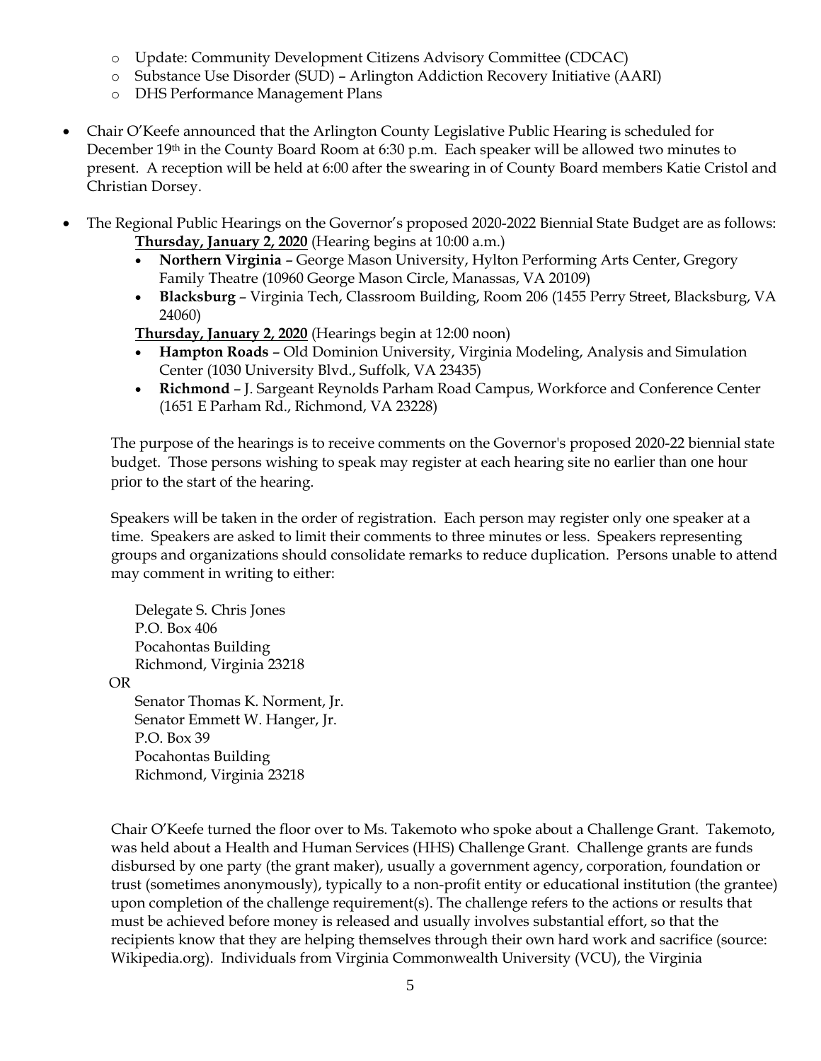- Update: Community Development Citizens Advisory Committee (CDCAC)
  - Substance Use Disorder (SUD) – Arlington Addiction Recovery Initiative (AARI)
  - DHS Performance Management Plans

- Chair O'Keefe announced that the Arlington County Legislative Public Hearing is scheduled for December 19th in the County Board Room at 6:30 p.m. Each speaker will be allowed two minutes to present. A reception will be held at 6:00 after the swearing in of County Board members Katie Cristol and Christian Dorsey.

- The Regional Public Hearings on the Governor's proposed 2020-2022 Biennial State Budget are as follows:

  **Thursday, January 2, 2020** (Hearing begins at 10:00 a.m.)
  - **Northern Virginia** – George Mason University, Hylton Performing Arts Center, Gregory Family Theatre (10960 George Mason Circle, Manassas, VA 20109)
  - **Blacksburg** – Virginia Tech, Classroom Building, Room 206 (1455 Perry Street, Blacksburg, VA 24060)

  **Thursday, January 2, 2020** (Hearings begin at 12:00 noon)
  - **Hampton Roads** – Old Dominion University, Virginia Modeling, Analysis and Simulation Center (1030 University Blvd., Suffolk, VA 23435)
  - **Richmond** – J. Sargeant Reynolds Parham Road Campus, Workforce and Conference Center (1651 E Parham Rd., Richmond, VA 23228)

  The purpose of the hearings is to receive comments on the Governor's proposed 2020-22 biennial state budget. Those persons wishing to speak may register at each hearing site no earlier than one hour prior to the start of the hearing.

  Speakers will be taken in the order of registration. Each person may register only one speaker at a time. Speakers are asked to limit their comments to three minutes or less. Speakers representing groups and organizations should consolidate remarks to reduce duplication. Persons unable to attend may comment in writing to either:

  Delegate S. Chris Jones
  P.O. Box 406
  Pocahontas Building
  Richmond, Virginia 23218

  OR

  Senator Thomas K. Norment, Jr.
  Senator Emmett W. Hanger, Jr.
  P.O. Box 39
  Pocahontas Building
  Richmond, Virginia 23218

  Chair O'Keefe turned the floor over to Ms. Takemoto who spoke about a Challenge Grant. Takemoto, was held about a Health and Human Services (HHS) Challenge Grant. Challenge grants are funds disbursed by one party (the grant maker), usually a government agency, corporation, foundation or trust (sometimes anonymously), typically to a non-profit entity or educational institution (the grantee) upon completion of the challenge requirement(s). The challenge refers to the actions or results that must be achieved before money is released and usually involves substantial effort, so that the recipients know that they are helping themselves through their own hard work and sacrifice (source: Wikipedia.org). Individuals from Virginia Commonwealth University (VCU), the Virginia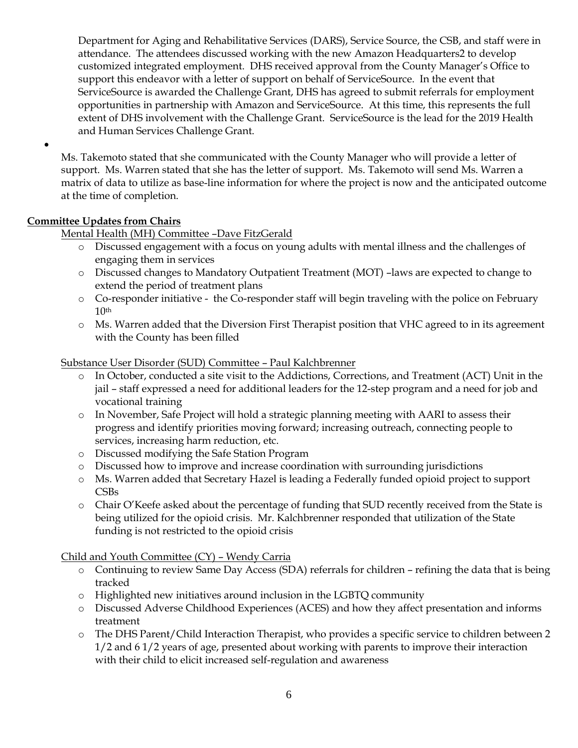Department for Aging and Rehabilitative Services (DARS), Service Source, the CSB, and staff were in attendance. The attendees discussed working with the new Amazon Headquarters2 to develop customized integrated employment. DHS received approval from the County Manager's Office to support this endeavor with a letter of support on behalf of ServiceSource. In the event that ServiceSource is awarded the Challenge Grant, DHS has agreed to submit referrals for employment opportunities in partnership with Amazon and ServiceSource. At this time, this represents the full extent of DHS involvement with the Challenge Grant. ServiceSource is the lead for the 2019 Health and Human Services Challenge Grant.

- Ms. Takemoto stated that she communicated with the County Manager who will provide a letter of support. Ms. Warren stated that she has the letter of support. Ms. Takemoto will send Ms. Warren a matrix of data to utilize as base-line information for where the project is now and the anticipated outcome at the time of completion.

**Committee Updates from Chairs**

Mental Health (MH) Committee –Dave FitzGerald

- Discussed engagement with a focus on young adults with mental illness and the challenges of engaging them in services
- Discussed changes to Mandatory Outpatient Treatment (MOT) –laws are expected to change to extend the period of treatment plans
- Co-responder initiative - the Co-responder staff will begin traveling with the police on February 10th
- Ms. Warren added that the Diversion First Therapist position that VHC agreed to in its agreement with the County has been filled

Substance User Disorder (SUD) Committee – Paul Kalchbrenner

- In October, conducted a site visit to the Addictions, Corrections, and Treatment (ACT) Unit in the jail – staff expressed a need for additional leaders for the 12-step program and a need for job and vocational training
- In November, Safe Project will hold a strategic planning meeting with AARI to assess their progress and identify priorities moving forward; increasing outreach, connecting people to services, increasing harm reduction, etc.
- Discussed modifying the Safe Station Program
- Discussed how to improve and increase coordination with surrounding jurisdictions
- Ms. Warren added that Secretary Hazel is leading a Federally funded opioid project to support CSBs
- Chair O'Keefe asked about the percentage of funding that SUD recently received from the State is being utilized for the opioid crisis. Mr. Kalchbrenner responded that utilization of the State funding is not restricted to the opioid crisis

Child and Youth Committee (CY) – Wendy Carria

- Continuing to review Same Day Access (SDA) referrals for children – refining the data that is being tracked
- Highlighted new initiatives around inclusion in the LGBTQ community
- Discussed Adverse Childhood Experiences (ACES) and how they affect presentation and informs treatment
- The DHS Parent/Child Interaction Therapist, who provides a specific service to children between 2 1/2 and 6 1/2 years of age, presented about working with parents to improve their interaction with their child to elicit increased self-regulation and awareness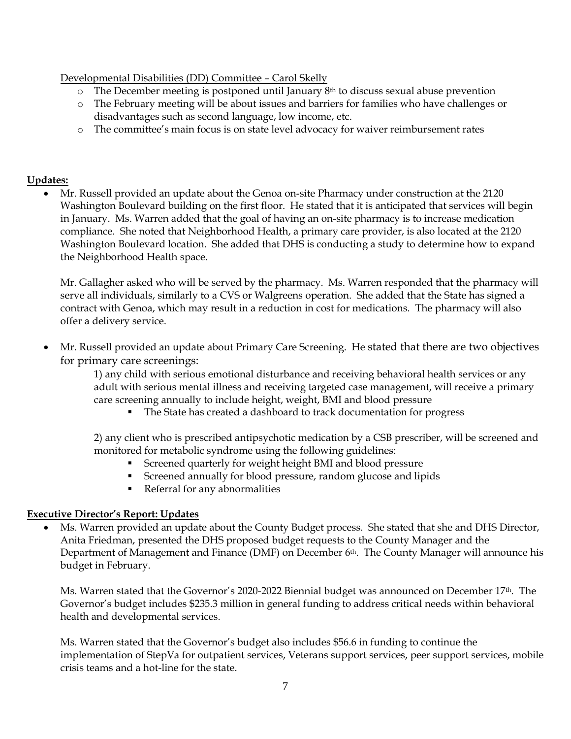Developmental Disabilities (DD) Committee – Carol Skelly

- The December meeting is postponed until January 8th to discuss sexual abuse prevention
- The February meeting will be about issues and barriers for families who have challenges or disadvantages such as second language, low income, etc.
- The committee's main focus is on state level advocacy for waiver reimbursement rates

**Updates:**

- Mr. Russell provided an update about the Genoa on-site Pharmacy under construction at the 2120 Washington Boulevard building on the first floor. He stated that it is anticipated that services will begin in January. Ms. Warren added that the goal of having an on-site pharmacy is to increase medication compliance. She noted that Neighborhood Health, a primary care provider, is also located at the 2120 Washington Boulevard location. She added that DHS is conducting a study to determine how to expand the Neighborhood Health space.

  Mr. Gallagher asked who will be served by the pharmacy. Ms. Warren responded that the pharmacy will serve all individuals, similarly to a CVS or Walgreens operation. She added that the State has signed a contract with Genoa, which may result in a reduction in cost for medications. The pharmacy will also offer a delivery service.

- Mr. Russell provided an update about Primary Care Screening. He stated that there are two objectives for primary care screenings:

  1) any child with serious emotional disturbance and receiving behavioral health services or any adult with serious mental illness and receiving targeted case management, will receive a primary care screening annually to include height, weight, BMI and blood pressure
     - The State has created a dashboard to track documentation for progress

  2) any client who is prescribed antipsychotic medication by a CSB prescriber, will be screened and monitored for metabolic syndrome using the following guidelines:
     - Screened quarterly for weight height BMI and blood pressure
     - Screened annually for blood pressure, random glucose and lipids
     - Referral for any abnormalities

**Executive Director's Report: Updates**

- Ms. Warren provided an update about the County Budget process. She stated that she and DHS Director, Anita Friedman, presented the DHS proposed budget requests to the County Manager and the Department of Management and Finance (DMF) on December 6th. The County Manager will announce his budget in February.

  Ms. Warren stated that the Governor's 2020-2022 Biennial budget was announced on December 17th. The Governor's budget includes $235.3 million in general funding to address critical needs within behavioral health and developmental services.

  Ms. Warren stated that the Governor's budget also includes $56.6 in funding to continue the implementation of StepVa for outpatient services, Veterans support services, peer support services, mobile crisis teams and a hot-line for the state.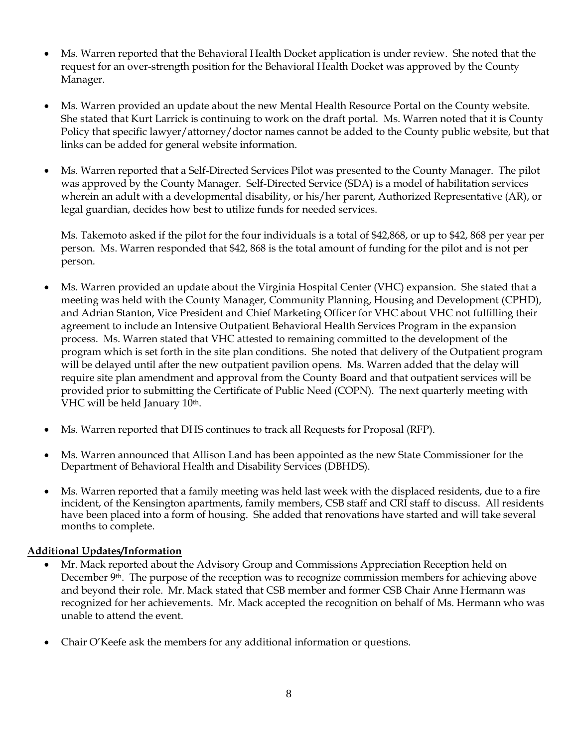- Ms. Warren reported that the Behavioral Health Docket application is under review. She noted that the request for an over-strength position for the Behavioral Health Docket was approved by the County Manager.

- Ms. Warren provided an update about the new Mental Health Resource Portal on the County website. She stated that Kurt Larrick is continuing to work on the draft portal. Ms. Warren noted that it is County Policy that specific lawyer/attorney/doctor names cannot be added to the County public website, but that links can be added for general website information.

- Ms. Warren reported that a Self-Directed Services Pilot was presented to the County Manager. The pilot was approved by the County Manager. Self-Directed Service (SDA) is a model of habilitation services wherein an adult with a developmental disability, or his/her parent, Authorized Representative (AR), or legal guardian, decides how best to utilize funds for needed services.

  Ms. Takemoto asked if the pilot for the four individuals is a total of $42,868, or up to $42, 868 per year per person. Ms. Warren responded that $42, 868 is the total amount of funding for the pilot and is not per person.

- Ms. Warren provided an update about the Virginia Hospital Center (VHC) expansion. She stated that a meeting was held with the County Manager, Community Planning, Housing and Development (CPHD), and Adrian Stanton, Vice President and Chief Marketing Officer for VHC about VHC not fulfilling their agreement to include an Intensive Outpatient Behavioral Health Services Program in the expansion process. Ms. Warren stated that VHC attested to remaining committed to the development of the program which is set forth in the site plan conditions. She noted that delivery of the Outpatient program will be delayed until after the new outpatient pavilion opens. Ms. Warren added that the delay will require site plan amendment and approval from the County Board and that outpatient services will be provided prior to submitting the Certificate of Public Need (COPN). The next quarterly meeting with VHC will be held January 10th.

- Ms. Warren reported that DHS continues to track all Requests for Proposal (RFP).

- Ms. Warren announced that Allison Land has been appointed as the new State Commissioner for the Department of Behavioral Health and Disability Services (DBHDS).

- Ms. Warren reported that a family meeting was held last week with the displaced residents, due to a fire incident, of the Kensington apartments, family members, CSB staff and CRI staff to discuss. All residents have been placed into a form of housing. She added that renovations have started and will take several months to complete.

**Additional Updates/Information**

- Mr. Mack reported about the Advisory Group and Commissions Appreciation Reception held on December 9th. The purpose of the reception was to recognize commission members for achieving above and beyond their role. Mr. Mack stated that CSB member and former CSB Chair Anne Hermann was recognized for her achievements. Mr. Mack accepted the recognition on behalf of Ms. Hermann who was unable to attend the event.

- Chair O'Keefe ask the members for any additional information or questions.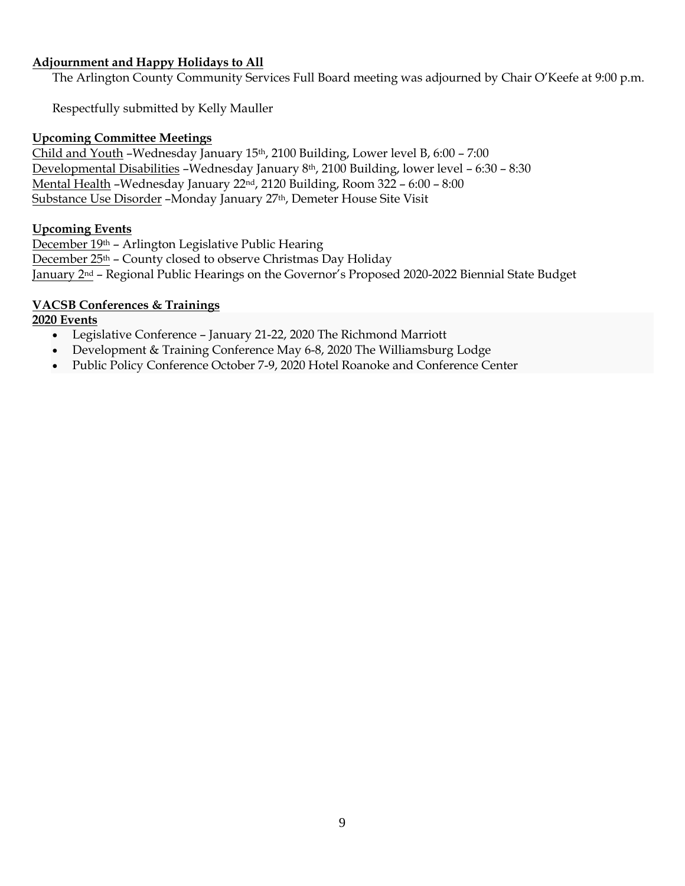**Adjournment and Happy Holidays to All**

The Arlington County Community Services Full Board meeting was adjourned by Chair O'Keefe at 9:00 p.m.

Respectfully submitted by Kelly Mauller

**Upcoming Committee Meetings**

Child and Youth –Wednesday January 15th, 2100 Building, Lower level B, 6:00 – 7:00
Developmental Disabilities –Wednesday January 8th, 2100 Building, lower level – 6:30 – 8:30
Mental Health –Wednesday January 22nd, 2120 Building, Room 322 – 6:00 – 8:00
Substance Use Disorder –Monday January 27th, Demeter House Site Visit

**Upcoming Events**

December 19th – Arlington Legislative Public Hearing
December 25th – County closed to observe Christmas Day Holiday
January 2nd – Regional Public Hearings on the Governor's Proposed 2020-2022 Biennial State Budget

**VACSB Conferences & Trainings**

**2020 Events**

- Legislative Conference – January 21-22, 2020 The Richmond Marriott
- Development & Training Conference May 6-8, 2020 The Williamsburg Lodge
- Public Policy Conference October 7-9, 2020 Hotel Roanoke and Conference Center